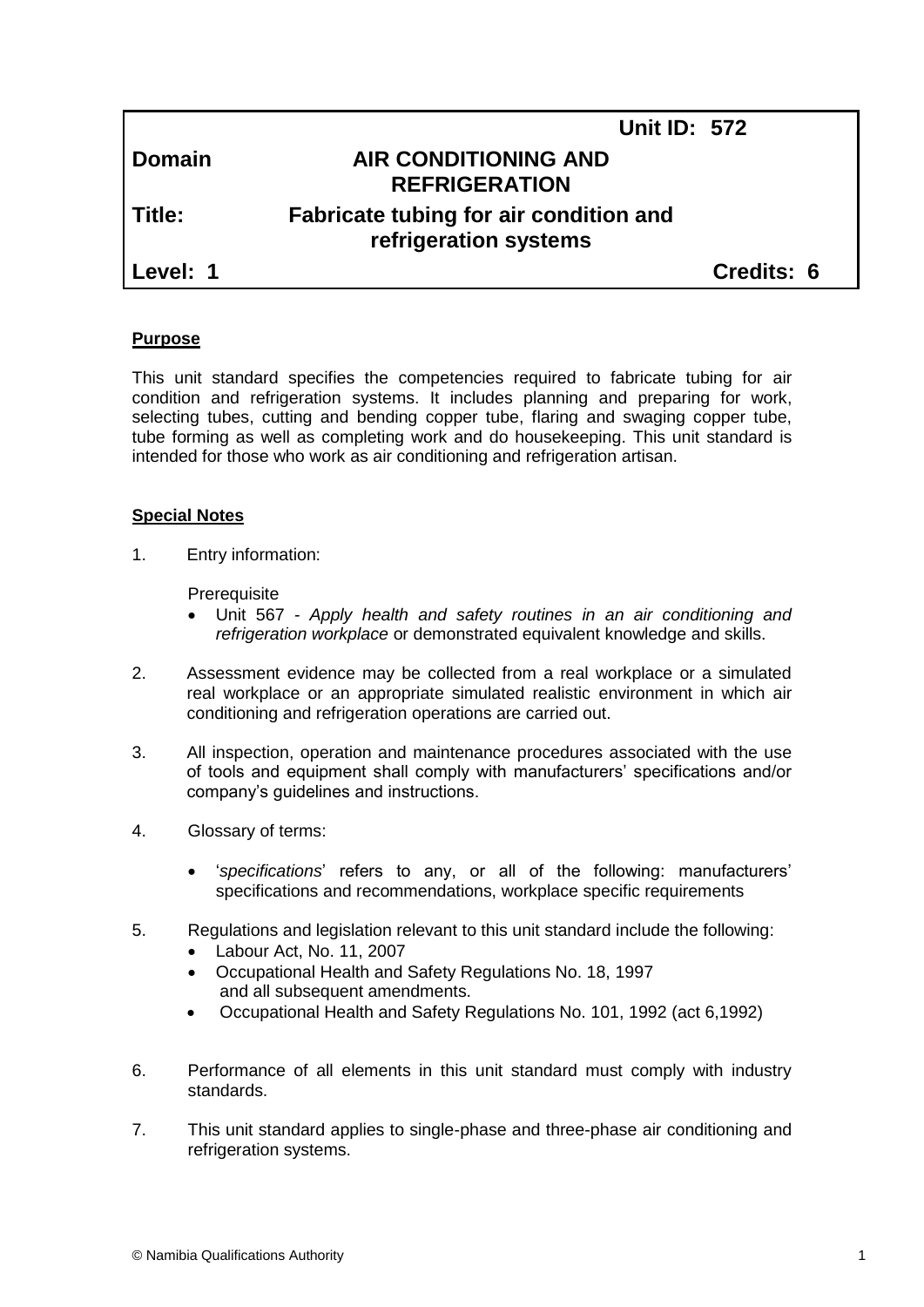| | Unit ID: 572 |
|---|---|
| **Domain** | **AIR CONDITIONING AND REFRIGERATION** |
| **Title:** | **Fabricate tubing for air condition and refrigeration systems** |
| **Level: 1** | **Credits: 6** |

**Purpose**

This unit standard specifies the competencies required to fabricate tubing for air condition and refrigeration systems. It includes planning and preparing for work, selecting tubes, cutting and bending copper tube, flaring and swaging copper tube, tube forming as well as completing work and do housekeeping. This unit standard is intended for those who work as air conditioning and refrigeration artisan.

**Special Notes**

1. Entry information:

   Prerequisite
   - Unit 567 - *Apply health and safety routines in an air conditioning and refrigeration workplace* or demonstrated equivalent knowledge and skills.

2. Assessment evidence may be collected from a real workplace or a simulated real workplace or an appropriate simulated realistic environment in which air conditioning and refrigeration operations are carried out.

3. All inspection, operation and maintenance procedures associated with the use of tools and equipment shall comply with manufacturers' specifications and/or company's guidelines and instructions.

4. Glossary of terms:

   - '*specifications*' refers to any, or all of the following: manufacturers' specifications and recommendations, workplace specific requirements

5. Regulations and legislation relevant to this unit standard include the following:
   - Labour Act, No. 11, 2007
   - Occupational Health and Safety Regulations No. 18, 1997 and all subsequent amendments.
   - Occupational Health and Safety Regulations No. 101, 1992 (act 6,1992)

6. Performance of all elements in this unit standard must comply with industry standards.

7. This unit standard applies to single-phase and three-phase air conditioning and refrigeration systems.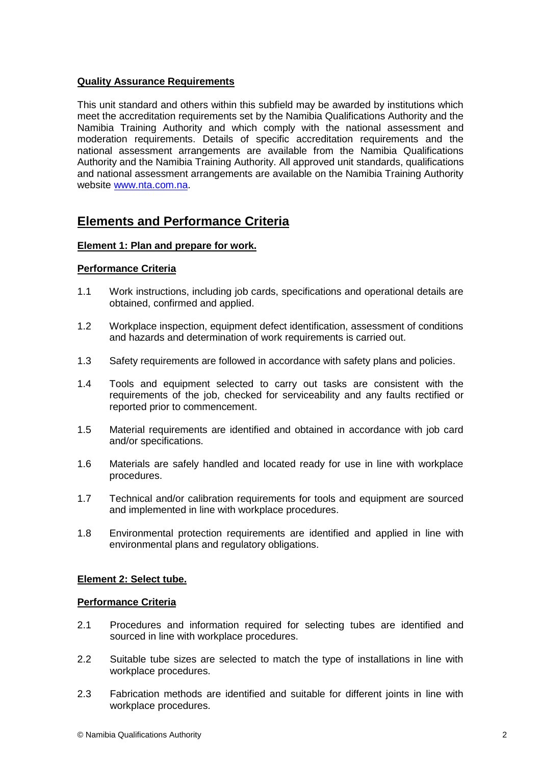**Quality Assurance Requirements**

This unit standard and others within this subfield may be awarded by institutions which meet the accreditation requirements set by the Namibia Qualifications Authority and the Namibia Training Authority and which comply with the national assessment and moderation requirements. Details of specific accreditation requirements and the national assessment arrangements are available from the Namibia Qualifications Authority and the Namibia Training Authority. All approved unit standards, qualifications and national assessment arrangements are available on the Namibia Training Authority website www.nta.com.na.

## Elements and Performance Criteria

**Element 1: Plan and prepare for work.**

**Performance Criteria**

1.1 Work instructions, including job cards, specifications and operational details are obtained, confirmed and applied.

1.2 Workplace inspection, equipment defect identification, assessment of conditions and hazards and determination of work requirements is carried out.

1.3 Safety requirements are followed in accordance with safety plans and policies.

1.4 Tools and equipment selected to carry out tasks are consistent with the requirements of the job, checked for serviceability and any faults rectified or reported prior to commencement.

1.5 Material requirements are identified and obtained in accordance with job card and/or specifications.

1.6 Materials are safely handled and located ready for use in line with workplace procedures.

1.7 Technical and/or calibration requirements for tools and equipment are sourced and implemented in line with workplace procedures.

1.8 Environmental protection requirements are identified and applied in line with environmental plans and regulatory obligations.

**Element 2: Select tube.**

**Performance Criteria**

2.1 Procedures and information required for selecting tubes are identified and sourced in line with workplace procedures.

2.2 Suitable tube sizes are selected to match the type of installations in line with workplace procedures.

2.3 Fabrication methods are identified and suitable for different joints in line with workplace procedures.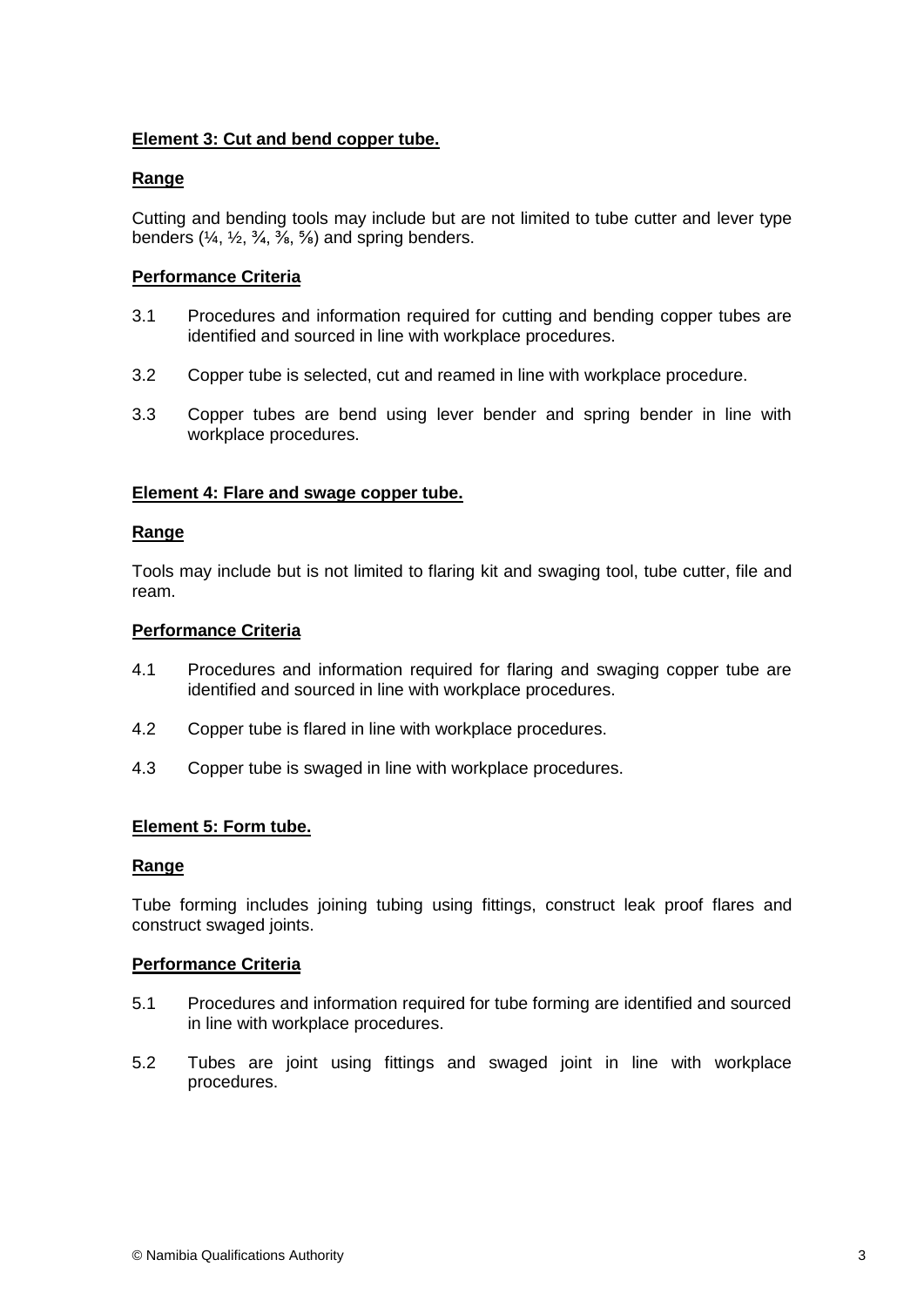**Element 3: Cut and bend copper tube.**

**Range**

Cutting and bending tools may include but are not limited to tube cutter and lever type benders (¼, ½, ¾, ⅜, ⅝) and spring benders.

**Performance Criteria**

3.1 Procedures and information required for cutting and bending copper tubes are identified and sourced in line with workplace procedures.

3.2 Copper tube is selected, cut and reamed in line with workplace procedure.

3.3 Copper tubes are bend using lever bender and spring bender in line with workplace procedures.

**Element 4: Flare and swage copper tube.**

**Range**

Tools may include but is not limited to flaring kit and swaging tool, tube cutter, file and ream.

**Performance Criteria**

4.1 Procedures and information required for flaring and swaging copper tube are identified and sourced in line with workplace procedures.

4.2 Copper tube is flared in line with workplace procedures.

4.3 Copper tube is swaged in line with workplace procedures.

**Element 5: Form tube.**

**Range**

Tube forming includes joining tubing using fittings, construct leak proof flares and construct swaged joints.

**Performance Criteria**

5.1 Procedures and information required for tube forming are identified and sourced in line with workplace procedures.

5.2 Tubes are joint using fittings and swaged joint in line with workplace procedures.

© Namibia Qualifications Authority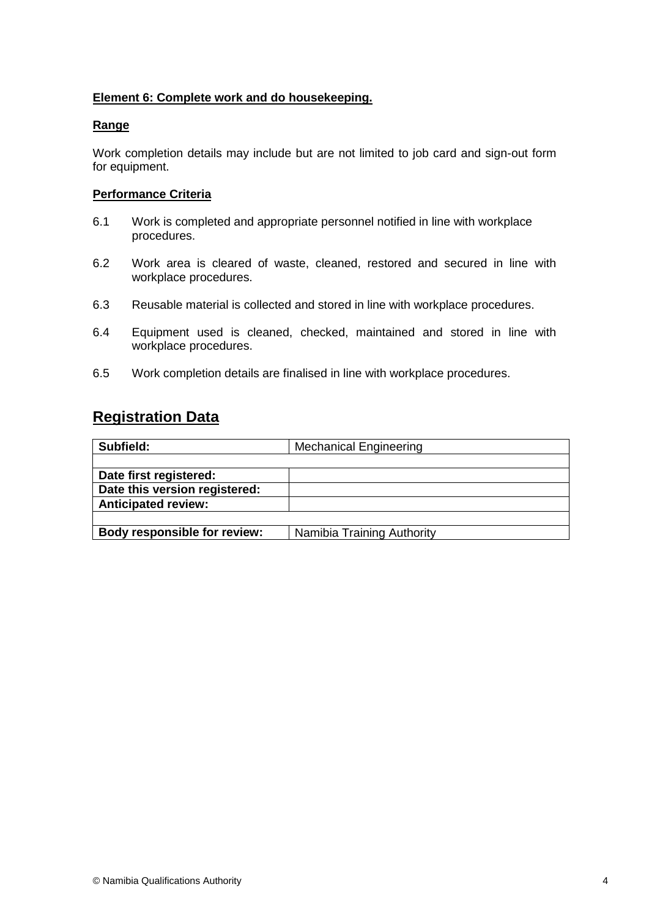**Element 6: Complete work and do housekeeping.**

**Range**

Work completion details may include but are not limited to job card and sign-out form for equipment.

**Performance Criteria**

6.1 Work is completed and appropriate personnel notified in line with workplace procedures.

6.2 Work area is cleared of waste, cleaned, restored and secured in line with workplace procedures.

6.3 Reusable material is collected and stored in line with workplace procedures.

6.4 Equipment used is cleaned, checked, maintained and stored in line with workplace procedures.

6.5 Work completion details are finalised in line with workplace procedures.

## Registration Data

| | |
|---|---|
| **Subfield:** | Mechanical Engineering |
| | |
| **Date first registered:** | |
| **Date this version registered:** | |
| **Anticipated review:** | |
| | |
| **Body responsible for review:** | Namibia Training Authority |